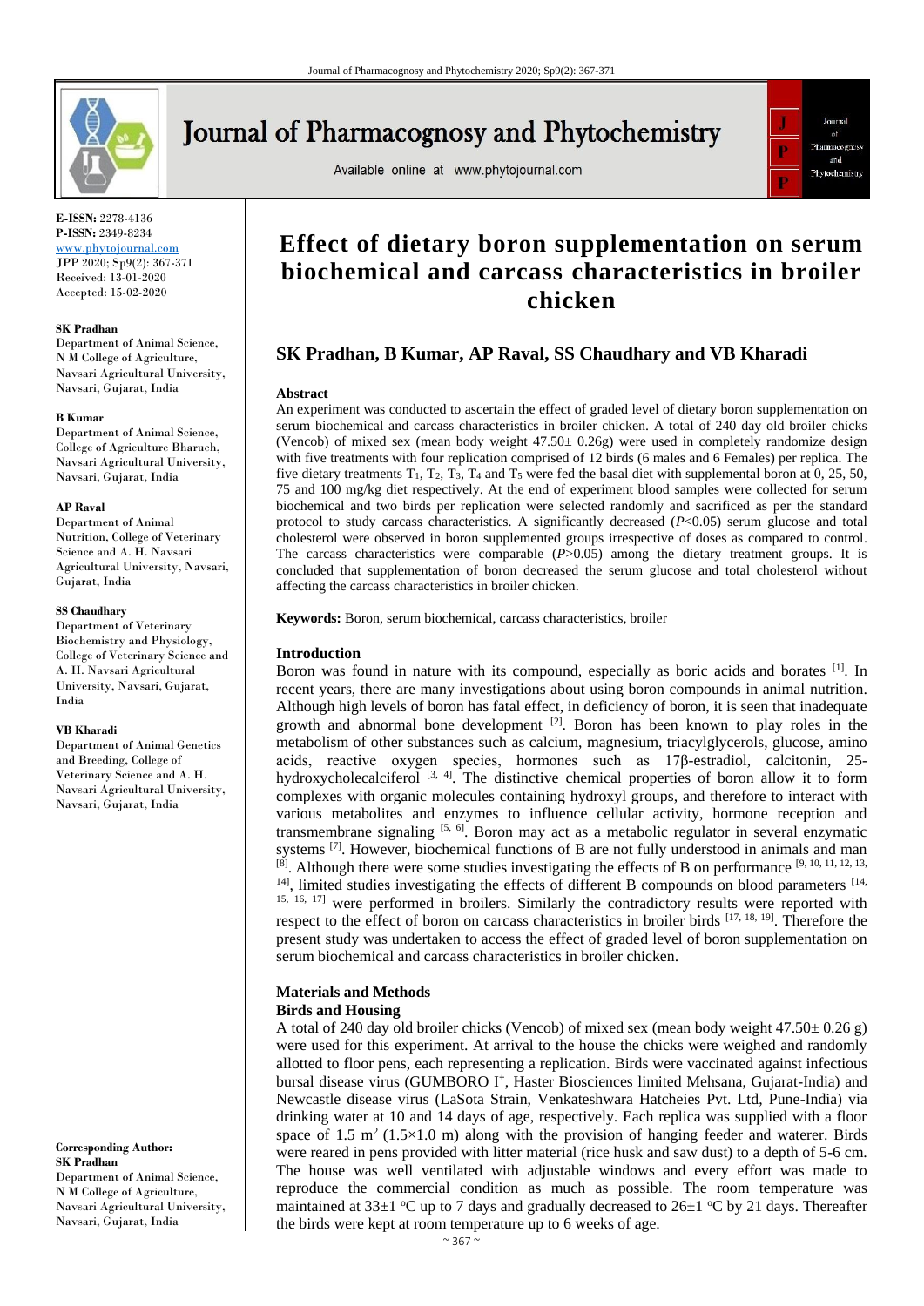# Effect of dietary boron supplementation on serum biochemical and carcass characteristics in broiler chicken

E-ISSN: 2278-4136
P-ISSN: 2349-8234
www.phytojournal.com
JPP 2020; Sp9(2): 367-371
Received: 13-01-2020
Accepted: 15-02-2020

**SK Pradhan, B Kumar, AP Raval, SS Chaudhary and VB Kharadi**

**SK Pradhan**
Department of Animal Science, N M College of Agriculture, Navsari Agricultural University, Navsari, Gujarat, India

**B Kumar**
Department of Animal Science, College of Agriculture Bharuch, Navsari Agricultural University, Navsari, Gujarat, India

**AP Raval**
Department of Animal Nutrition, College of Veterinary Science and A. H. Navsari Agricultural University, Navsari, Gujarat, India

**SS Chaudhary**
Department of Veterinary Biochemistry and Physiology, College of Veterinary Science and A. H. Navsari Agricultural University, Navsari, Gujarat, India

**VB Kharadi**
Department of Animal Genetics and Breeding, College of Veterinary Science and A. H. Navsari Agricultural University, Navsari, Gujarat, India

**Corresponding Author:**
**SK Pradhan**
Department of Animal Science, N M College of Agriculture, Navsari Agricultural University, Navsari, Gujarat, India

## Abstract

An experiment was conducted to ascertain the effect of graded level of dietary boron supplementation on serum biochemical and carcass characteristics in broiler chicken. A total of 240 day old broiler chicks (Vencob) of mixed sex (mean body weight 47.50± 0.26g) were used in completely randomize design with five treatments with four replication comprised of 12 birds (6 males and 6 Females) per replica. The five dietary treatments $T_1$, $T_2$, $T_3$, $T_4$ and $T_5$ were fed the basal diet with supplemental boron at 0, 25, 50, 75 and 100 mg/kg diet respectively. At the end of experiment blood samples were collected for serum biochemical and two birds per replication were selected randomly and sacrificed as per the standard protocol to study carcass characteristics. A significantly decreased ($P<0.05$) serum glucose and total cholesterol were observed in boron supplemented groups irrespective of doses as compared to control. The carcass characteristics were comparable ($P>0.05$) among the dietary treatment groups. It is concluded that supplementation of boron decreased the serum glucose and total cholesterol without affecting the carcass characteristics in broiler chicken.

**Keywords:** Boron, serum biochemical, carcass characteristics, broiler

## Introduction

Boron was found in nature with its compound, especially as boric acids and borates [1]. In recent years, there are many investigations about using boron compounds in animal nutrition. Although high levels of boron has fatal effect, in deficiency of boron, it is seen that inadequate growth and abnormal bone development [2]. Boron has been known to play roles in the metabolism of other substances such as calcium, magnesium, triacylglycerols, glucose, amino acids, reactive oxygen species, hormones such as 17β-estradiol, calcitonin, 25-hydroxycholecalciferol [3, 4]. The distinctive chemical properties of boron allow it to form complexes with organic molecules containing hydroxyl groups, and therefore to interact with various metabolites and enzymes to influence cellular activity, hormone reception and transmembrane signaling [5, 6]. Boron may act as a metabolic regulator in several enzymatic systems [7]. However, biochemical functions of B are not fully understood in animals and man [8]. Although there were some studies investigating the effects of B on performance [9, 10, 11, 12, 13, 14], limited studies investigating the effects of different B compounds on blood parameters [14, 15, 16, 17] were performed in broilers. Similarly the contradictory results were reported with respect to the effect of boron on carcass characteristics in broiler birds [17, 18, 19]. Therefore the present study was undertaken to access the effect of graded level of boron supplementation on serum biochemical and carcass characteristics in broiler chicken.

## Materials and Methods

### Birds and Housing

A total of 240 day old broiler chicks (Vencob) of mixed sex (mean body weight 47.50± 0.26 g) were used for this experiment. At arrival to the house the chicks were weighed and randomly allotted to floor pens, each representing a replication. Birds were vaccinated against infectious bursal disease virus (GUMBORO I+, Haster Biosciences limited Mehsana, Gujarat-India) and Newcastle disease virus (LaSota Strain, Venkateshwara Hatcheies Pvt. Ltd, Pune-India) via drinking water at 10 and 14 days of age, respectively. Each replica was supplied with a floor space of 1.5 $m^2$ (1.5×1.0 m) along with the provision of hanging feeder and waterer. Birds were reared in pens provided with litter material (rice husk and saw dust) to a depth of 5-6 cm. The house was well ventilated with adjustable windows and every effort was made to reproduce the commercial condition as much as possible. The room temperature was maintained at 33±1 °C up to 7 days and gradually decreased to 26±1 °C by 21 days. Thereafter the birds were kept at room temperature up to 6 weeks of age.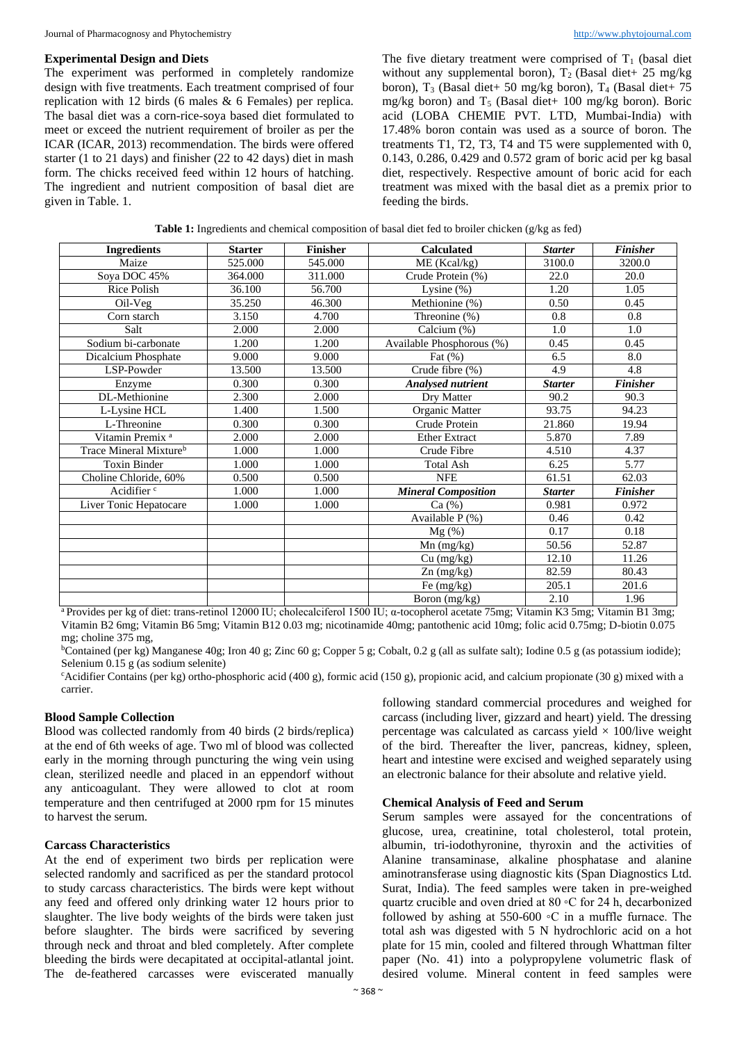### Experimental Design and Diets

The experiment was performed in completely randomize design with five treatments. Each treatment comprised of four replication with 12 birds (6 males & 6 Females) per replica. The basal diet was a corn-rice-soya based diet formulated to meet or exceed the nutrient requirement of broiler as per the ICAR (ICAR, 2013) recommendation. The birds were offered starter (1 to 21 days) and finisher (22 to 42 days) diet in mash form. The chicks received feed within 12 hours of hatching. The ingredient and nutrient composition of basal diet are given in Table. 1.

The five dietary treatment were comprised of $T_1$ (basal diet without any supplemental boron), $T_2$ (Basal diet+ 25 mg/kg boron), $T_3$ (Basal diet+ 50 mg/kg boron), $T_4$ (Basal diet+ 75 mg/kg boron) and $T_5$ (Basal diet+ 100 mg/kg boron). Boric acid (LOBA CHEMIE PVT. LTD, Mumbai-India) with 17.48% boron contain was used as a source of boron. The treatments T1, T2, T3, T4 and T5 were supplemented with 0, 0.143, 0.286, 0.429 and 0.572 gram of boric acid per kg basal diet, respectively. Respective amount of boric acid for each treatment was mixed with the basal diet as a premix prior to feeding the birds.

**Table 1:** Ingredients and chemical composition of basal diet fed to broiler chicken (g/kg as fed)

| Ingredients | Starter | Finisher | Calculated | *Starter* | *Finisher* |
|---|---|---|---|---|---|
| Maize | 525.000 | 545.000 | ME (Kcal/kg) | 3100.0 | 3200.0 |
| Soya DOC 45% | 364.000 | 311.000 | Crude Protein (%) | 22.0 | 20.0 |
| Rice Polish | 36.100 | 56.700 | Lysine (%) | 1.20 | 1.05 |
| Oil-Veg | 35.250 | 46.300 | Methionine (%) | 0.50 | 0.45 |
| Corn starch | 3.150 | 4.700 | Threonine (%) | 0.8 | 0.8 |
| Salt | 2.000 | 2.000 | Calcium (%) | 1.0 | 1.0 |
| Sodium bi-carbonate | 1.200 | 1.200 | Available Phosphorous (%) | 0.45 | 0.45 |
| Dicalcium Phosphate | 9.000 | 9.000 | Fat (%) | 6.5 | 8.0 |
| LSP-Powder | 13.500 | 13.500 | Crude fibre (%) | 4.9 | 4.8 |
| Enzyme | 0.300 | 0.300 | ***Analysed nutrient*** | ***Starter*** | ***Finisher*** |
| DL-Methionine | 2.300 | 2.000 | Dry Matter | 90.2 | 90.3 |
| L-Lysine HCL | 1.400 | 1.500 | Organic Matter | 93.75 | 94.23 |
| L-Threonine | 0.300 | 0.300 | Crude Protein | 21.860 | 19.94 |
| Vitamin Premix [a] | 2.000 | 2.000 | Ether Extract | 5.870 | 7.89 |
| Trace Mineral Mixture[b] | 1.000 | 1.000 | Crude Fibre | 4.510 | 4.37 |
| Toxin Binder | 1.000 | 1.000 | Total Ash | 6.25 | 5.77 |
| Choline Chloride, 60% | 0.500 | 0.500 | NFE | 61.51 | 62.03 |
| Acidifier [c] | 1.000 | 1.000 | ***Mineral Composition*** | ***Starter*** | ***Finisher*** |
| Liver Tonic Hepatocare | 1.000 | 1.000 | Ca (%) | 0.981 | 0.972 |
| | | | Available P (%) | 0.46 | 0.42 |
| | | | Mg (%) | 0.17 | 0.18 |
| | | | Mn (mg/kg) | 50.56 | 52.87 |
| | | | Cu (mg/kg) | 12.10 | 11.26 |
| | | | Zn (mg/kg) | 82.59 | 80.43 |
| | | | Fe (mg/kg) | 205.1 | 201.6 |
| | | | Boron (mg/kg) | 2.10 | 1.96 |

[a] Provides per kg of diet: trans-retinol 12000 IU; cholecalciferol 1500 IU; α-tocopherol acetate 75mg; Vitamin K3 5mg; Vitamin B1 3mg; Vitamin B2 6mg; Vitamin B6 5mg; Vitamin B12 0.03 mg; nicotinamide 40mg; pantothenic acid 10mg; folic acid 0.75mg; D-biotin 0.075 mg; choline 375 mg,

[b] Contained (per kg) Manganese 40g; Iron 40 g; Zinc 60 g; Copper 5 g; Cobalt, 0.2 g (all as sulfate salt); Iodine 0.5 g (as potassium iodide); Selenium 0.15 g (as sodium selenite)

[c] Acidifier Contains (per kg) ortho-phosphoric acid (400 g), formic acid (150 g), propionic acid, and calcium propionate (30 g) mixed with a carrier.

### Blood Sample Collection

Blood was collected randomly from 40 birds (2 birds/replica) at the end of 6th weeks of age. Two ml of blood was collected early in the morning through puncturing the wing vein using clean, sterilized needle and placed in an eppendorf without any anticoagulant. They were allowed to clot at room temperature and then centrifuged at 2000 rpm for 15 minutes to harvest the serum.

### Carcass Characteristics

At the end of experiment two birds per replication were selected randomly and sacrificed as per the standard protocol to study carcass characteristics. The birds were kept without any feed and offered only drinking water 12 hours prior to slaughter. The live body weights of the birds were taken just before slaughter. The birds were sacrificed by severing through neck and throat and bled completely. After complete bleeding the birds were decapitated at occipital-atlantal joint. The de-feathered carcasses were eviscerated manually following standard commercial procedures and weighed for carcass (including liver, gizzard and heart) yield. The dressing percentage was calculated as carcass yield × 100/live weight of the bird. Thereafter the liver, pancreas, kidney, spleen, heart and intestine were excised and weighed separately using an electronic balance for their absolute and relative yield.

### Chemical Analysis of Feed and Serum

Serum samples were assayed for the concentrations of glucose, urea, creatinine, total cholesterol, total protein, albumin, tri-iodothyronine, thyroxin and the activities of Alanine transaminase, alkaline phosphatase and alanine aminotransferase using diagnostic kits (Span Diagnostics Ltd. Surat, India). The feed samples were taken in pre-weighed quartz crucible and oven dried at 80 ◦C for 24 h, decarbonized followed by ashing at 550-600 ◦C in a muffle furnace. The total ash was digested with 5 N hydrochloric acid on a hot plate for 15 min, cooled and filtered through Whattman filter paper (No. 41) into a polypropylene volumetric flask of desired volume. Mineral content in feed samples were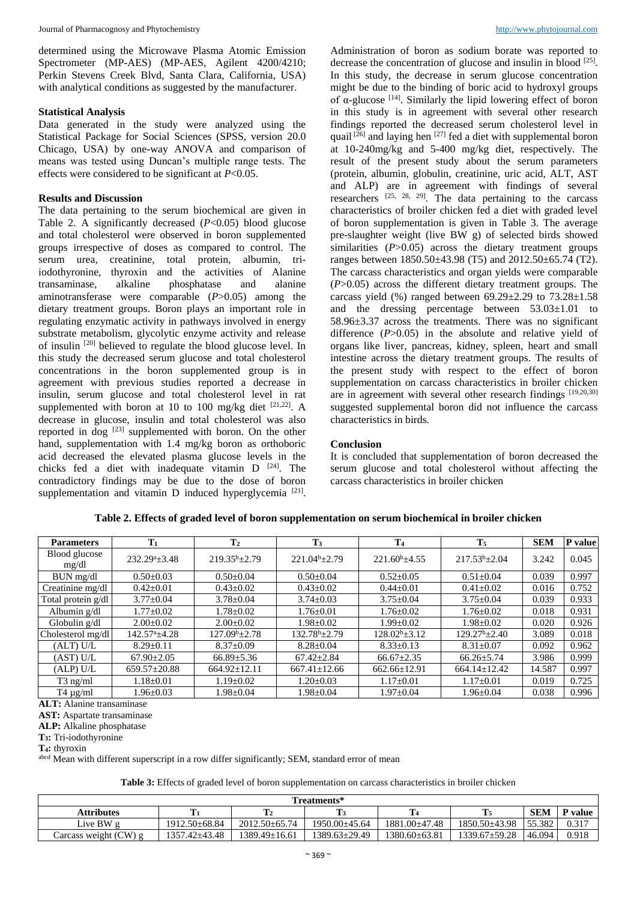determined using the Microwave Plasma Atomic Emission Spectrometer (MP-AES) (MP-AES, Agilent 4200/4210; Perkin Stevens Creek Blvd, Santa Clara, California, USA) with analytical conditions as suggested by the manufacturer.

### Statistical Analysis

Data generated in the study were analyzed using the Statistical Package for Social Sciences (SPSS, version 20.0 Chicago, USA) by one-way ANOVA and comparison of means was tested using Duncan's multiple range tests. The effects were considered to be significant at $P<0.05$.

### Results and Discussion

The data pertaining to the serum biochemical are given in Table 2. A significantly decreased ($P<0.05$) blood glucose and total cholesterol were observed in boron supplemented groups irrespective of doses as compared to control. The serum urea, creatinine, total protein, albumin, tri-iodothyronine, thyroxin and the activities of Alanine transaminase, alkaline phosphatase and alanine aminotransferase were comparable ($P>0.05$) among the dietary treatment groups. Boron plays an important role in regulating enzymatic activity in pathways involved in energy substrate metabolism, glycolytic enzyme activity and release of insulin [20] believed to regulate the blood glucose level. In this study the decreased serum glucose and total cholesterol concentrations in the boron supplemented group is in agreement with previous studies reported a decrease in insulin, serum glucose and total cholesterol level in rat supplemented with boron at 10 to 100 mg/kg diet [21,22]. A decrease in glucose, insulin and total cholesterol was also reported in dog [23] supplemented with boron. On the other hand, supplementation with 1.4 mg/kg boron as orthoboric acid decreased the elevated plasma glucose levels in the chicks fed a diet with inadequate vitamin D [24]. The contradictory findings may be due to the dose of boron supplementation and vitamin D induced hyperglycemia [21]. Administration of boron as sodium borate was reported to decrease the concentration of glucose and insulin in blood [25]. In this study, the decrease in serum glucose concentration might be due to the binding of boric acid to hydroxyl groups of α-glucose [14]. Similarly the lipid lowering effect of boron in this study is in agreement with several other research findings reported the decreased serum cholesterol level in quail [26] and laying hen [27] fed a diet with supplemental boron at 10-240mg/kg and 5-400 mg/kg diet, respectively. The result of the present study about the serum parameters (protein, albumin, globulin, creatinine, uric acid, ALT, AST and ALP) are in agreement with findings of several researchers [25, 28, 29]. The data pertaining to the carcass characteristics of broiler chicken fed a diet with graded level of boron supplementation is given in Table 3. The average pre-slaughter weight (live BW g) of selected birds showed similarities ($P>0.05$) across the dietary treatment groups ranges between 1850.50±43.98 (T5) and 2012.50±65.74 (T2). The carcass characteristics and organ yields were comparable ($P>0.05$) across the different dietary treatment groups. The carcass yield (%) ranged between 69.29±2.29 to 73.28±1.58 and the dressing percentage between 53.03±1.01 to 58.96±3.37 across the treatments. There was no significant difference ($P>0.05$) in the absolute and relative yield of organs like liver, pancreas, kidney, spleen, heart and small intestine across the dietary treatment groups. The results of the present study with respect to the effect of boron supplementation on carcass characteristics in broiler chicken are in agreement with several other research findings [19,20,30] suggested supplemental boron did not influence the carcass characteristics in birds.

### Conclusion

It is concluded that supplementation of boron decreased the serum glucose and total cholesterol without affecting the carcass characteristics in broiler chicken

**Table 2. Effects of graded level of boron supplementation on serum biochemical in broiler chicken**

| Parameters | $T_1$ | $T_2$ | $T_3$ | $T_4$ | $T_5$ | SEM | P value |
|---|---|---|---|---|---|---|---|
| Blood glucose mg/dl | $232.29^a$±3.48 | $219.35^b$±2.79 | $221.04^b$±2.79 | $221.60^b$±4.55 | $217.53^b$±2.04 | 3.242 | 0.045 |
| BUN mg/dl | 0.50±0.03 | 0.50±0.04 | 0.50±0.04 | 0.52±0.05 | 0.51±0.04 | 0.039 | 0.997 |
| Creatinine mg/dl | 0.42±0.01 | 0.43±0.02 | 0.43±0.02 | 0.44±0.01 | 0.41±0.02 | 0.016 | 0.752 |
| Total protein g/dl | 3.77±0.04 | 3.78±0.04 | 3.74±0.03 | 3.75±0.04 | 3.75±0.04 | 0.039 | 0.933 |
| Albumin g/dl | 1.77±0.02 | 1.78±0.02 | 1.76±0.01 | 1.76±0.02 | 1.76±0.02 | 0.018 | 0.931 |
| Globulin g/dl | 2.00±0.02 | 2.00±0.02 | 1.98±0.02 | 1.99±0.02 | 1.98±0.02 | 0.020 | 0.926 |
| Cholesterol mg/dl | $142.57^a$±4.28 | $127.09^b$±2.78 | $132.78^b$±2.79 | $128.02^b$±3.12 | $129.27^b$±2.40 | 3.089 | 0.018 |
| (ALT) U/L | 8.29±0.11 | 8.37±0.09 | 8.28±0.04 | 8.33±0.13 | 8.31±0.07 | 0.092 | 0.962 |
| (AST) U/L | 67.90±2.05 | 66.89±5.36 | 67.42±2.84 | 66.67±2.35 | 66.26±5.74 | 3.986 | 0.999 |
| (ALP) U/L | 659.57±20.88 | 664.92±12.11 | 667.41±12.66 | 662.66±12.91 | 664.14±12.42 | 14.587 | 0.997 |
| T3 ng/ml | 1.18±0.01 | 1.19±0.02 | 1.20±0.03 | 1.17±0.01 | 1.17±0.01 | 0.019 | 0.725 |
| T4 µg/ml | 1.96±0.03 | 1.98±0.04 | 1.98±0.04 | 1.97±0.04 | 1.96±0.04 | 0.038 | 0.996 |

**ALT:** Alanine transaminase
**AST:** Aspartate transaminase
**ALP:** Alkaline phosphatase
**$T_3$:** Tri-iodothyronine
**$T_4$:** thyroxin
abcd Mean with different superscript in a row differ significantly; SEM, standard error of mean

**Table 3:** Effects of graded level of boron supplementation on carcass characteristics in broiler chicken

| Attributes | Treatments* | | | | | | |
|---|---|---|---|---|---|---|---|
| | $T_1$ | $T_2$ | $T_3$ | $T_4$ | $T_5$ | SEM | P value |
| Live BW g | 1912.50±68.84 | 2012.50±65.74 | 1950.00±45.64 | 1881.00±47.48 | 1850.50±43.98 | 55.382 | 0.317 |
| Carcass weight (CW) g | 1357.42±43.48 | 1389.49±16.61 | 1389.63±29.49 | 1380.60±63.81 | 1339.67±59.28 | 46.094 | 0.918 |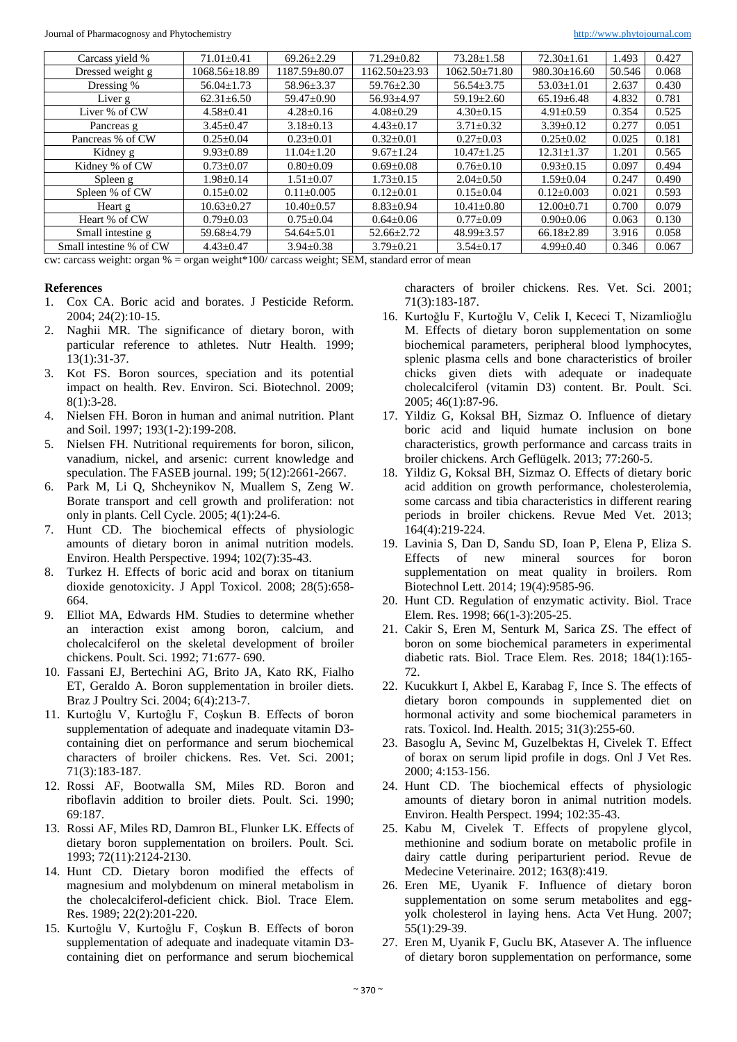| Carcass yield % | 71.01±0.41 | 69.26±2.29 | 71.29±0.82 | 73.28±1.58 | 72.30±1.61 | 1.493 | 0.427 |
|---|---|---|---|---|---|---|---|
| Dressed weight g | 1068.56±18.89 | 1187.59±80.07 | 1162.50±23.93 | 1062.50±71.80 | 980.30±16.60 | 50.546 | 0.068 |
| Dressing % | 56.04±1.73 | 58.96±3.37 | 59.76±2.30 | 56.54±3.75 | 53.03±1.01 | 2.637 | 0.430 |
| Liver g | 62.31±6.50 | 59.47±0.90 | 56.93±4.97 | 59.19±2.60 | 65.19±6.48 | 4.832 | 0.781 |
| Liver % of CW | 4.58±0.41 | 4.28±0.16 | 4.08±0.29 | 4.30±0.15 | 4.91±0.59 | 0.354 | 0.525 |
| Pancreas g | 3.45±0.47 | 3.18±0.13 | 4.43±0.17 | 3.71±0.32 | 3.39±0.12 | 0.277 | 0.051 |
| Pancreas % of CW | 0.25±0.04 | 0.23±0.01 | 0.32±0.01 | 0.27±0.03 | 0.25±0.02 | 0.025 | 0.181 |
| Kidney g | 9.93±0.89 | 11.04±1.20 | 9.67±1.24 | 10.47±1.25 | 12.31±1.37 | 1.201 | 0.565 |
| Kidney % of CW | 0.73±0.07 | 0.80±0.09 | 0.69±0.08 | 0.76±0.10 | 0.93±0.15 | 0.097 | 0.494 |
| Spleen g | 1.98±0.14 | 1.51±0.07 | 1.73±0.15 | 2.04±0.50 | 1.59±0.04 | 0.247 | 0.490 |
| Spleen % of CW | 0.15±0.02 | 0.11±0.005 | 0.12±0.01 | 0.15±0.04 | 0.12±0.003 | 0.021 | 0.593 |
| Heart g | 10.63±0.27 | 10.40±0.57 | 8.83±0.94 | 10.41±0.80 | 12.00±0.71 | 0.700 | 0.079 |
| Heart % of CW | 0.79±0.03 | 0.75±0.04 | 0.64±0.06 | 0.77±0.09 | 0.90±0.06 | 0.063 | 0.130 |
| Small intestine g | 59.68±4.79 | 54.64±5.01 | 52.66±2.72 | 48.99±3.57 | 66.18±2.89 | 3.916 | 0.058 |
| Small intestine % of CW | 4.43±0.47 | 3.94±0.38 | 3.79±0.21 | 3.54±0.17 | 4.99±0.40 | 0.346 | 0.067 |

cw: carcass weight: organ % = organ weight*100/ carcass weight; SEM, standard error of mean

## References

1. Cox CA. Boric acid and borates. J Pesticide Reform. 2004; 24(2):10-15.
2. Naghii MR. The significance of dietary boron, with particular reference to athletes. Nutr Health. 1999; 13(1):31-37.
3. Kot FS. Boron sources, speciation and its potential impact on health. Rev. Environ. Sci. Biotechnol. 2009; 8(1):3-28.
4. Nielsen FH. Boron in human and animal nutrition. Plant and Soil. 1997; 193(1-2):199-208.
5. Nielsen FH. Nutritional requirements for boron, silicon, vanadium, nickel, and arsenic: current knowledge and speculation. The FASEB journal. 199; 5(12):2661-2667.
6. Park M, Li Q, Shcheynikov N, Muallem S, Zeng W. Borate transport and cell growth and proliferation: not only in plants. Cell Cycle. 2005; 4(1):24-6.
7. Hunt CD. The biochemical effects of physiologic amounts of dietary boron in animal nutrition models. Environ. Health Perspective. 1994; 102(7):35-43.
8. Turkez H. Effects of boric acid and borax on titanium dioxide genotoxicity. J Appl Toxicol. 2008; 28(5):658-664.
9. Elliot MA, Edwards HM. Studies to determine whether an interaction exist among boron, calcium, and cholecalciferol on the skeletal development of broiler chickens. Poult. Sci. 1992; 71:677- 690.
10. Fassani EJ, Bertechini AG, Brito JA, Kato RK, Fialho ET, Geraldo A. Boron supplementation in broiler diets. Braz J Poultry Sci. 2004; 6(4):213-7.
11. Kurtoĝlu V, Kurtoĝlu F, Coşkun B. Effects of boron supplementation of adequate and inadequate vitamin D3-containing diet on performance and serum biochemical characters of broiler chickens. Res. Vet. Sci. 2001; 71(3):183-187.
12. Rossi AF, Bootwalla SM, Miles RD. Boron and riboflavin addition to broiler diets. Poult. Sci. 1990; 69:187.
13. Rossi AF, Miles RD, Damron BL, Flunker LK. Effects of dietary boron supplementation on broilers. Poult. Sci. 1993; 72(11):2124-2130.
14. Hunt CD. Dietary boron modified the effects of magnesium and molybdenum on mineral metabolism in the cholecalciferol-deficient chick. Biol. Trace Elem. Res. 1989; 22(2):201-220.
15. Kurtoĝlu V, Kurtoĝlu F, Coşkun B. Effects of boron supplementation of adequate and inadequate vitamin D3-containing diet on performance and serum biochemical characters of broiler chickens. Res. Vet. Sci. 2001; 71(3):183-187.
16. Kurtoğlu F, Kurtoğlu V, Celik I, Kececi T, Nizamlioğlu M. Effects of dietary boron supplementation on some biochemical parameters, peripheral blood lymphocytes, splenic plasma cells and bone characteristics of broiler chicks given diets with adequate or inadequate cholecalciferol (vitamin D3) content. Br. Poult. Sci. 2005; 46(1):87-96.
17. Yildiz G, Koksal BH, Sizmaz O. Influence of dietary boric acid and liquid humate inclusion on bone characteristics, growth performance and carcass traits in broiler chickens. Arch Geflügelk. 2013; 77:260-5.
18. Yildiz G, Koksal BH, Sizmaz O. Effects of dietary boric acid addition on growth performance, cholesterolemia, some carcass and tibia characteristics in different rearing periods in broiler chickens. Revue Med Vet. 2013; 164(4):219-224.
19. Lavinia S, Dan D, Sandu SD, Ioan P, Elena P, Eliza S. Effects of new mineral sources for boron supplementation on meat quality in broilers. Rom Biotechnol Lett. 2014; 19(4):9585-96.
20. Hunt CD. Regulation of enzymatic activity. Biol. Trace Elem. Res. 1998; 66(1-3):205-25.
21. Cakir S, Eren M, Senturk M, Sarica ZS. The effect of boron on some biochemical parameters in experimental diabetic rats. Biol. Trace Elem. Res. 2018; 184(1):165-72.
22. Kucukkurt I, Akbel E, Karabag F, Ince S. The effects of dietary boron compounds in supplemented diet on hormonal activity and some biochemical parameters in rats. Toxicol. Ind. Health. 2015; 31(3):255-60.
23. Basoglu A, Sevinc M, Guzelbektas H, Civelek T. Effect of borax on serum lipid profile in dogs. Onl J Vet Res. 2000; 4:153-156.
24. Hunt CD. The biochemical effects of physiologic amounts of dietary boron in animal nutrition models. Environ. Health Perspect. 1994; 102:35-43.
25. Kabu M, Civelek T. Effects of propylene glycol, methionine and sodium borate on metabolic profile in dairy cattle during periparturient period. Revue de Medecine Veterinaire. 2012; 163(8):419.
26. Eren ME, Uyanik F. Influence of dietary boron supplementation on some serum metabolites and egg-yolk cholesterol in laying hens. Acta Vet Hung. 2007; 55(1):29-39.
27. Eren M, Uyanik F, Guclu BK, Atasever A. The influence of dietary boron supplementation on performance, some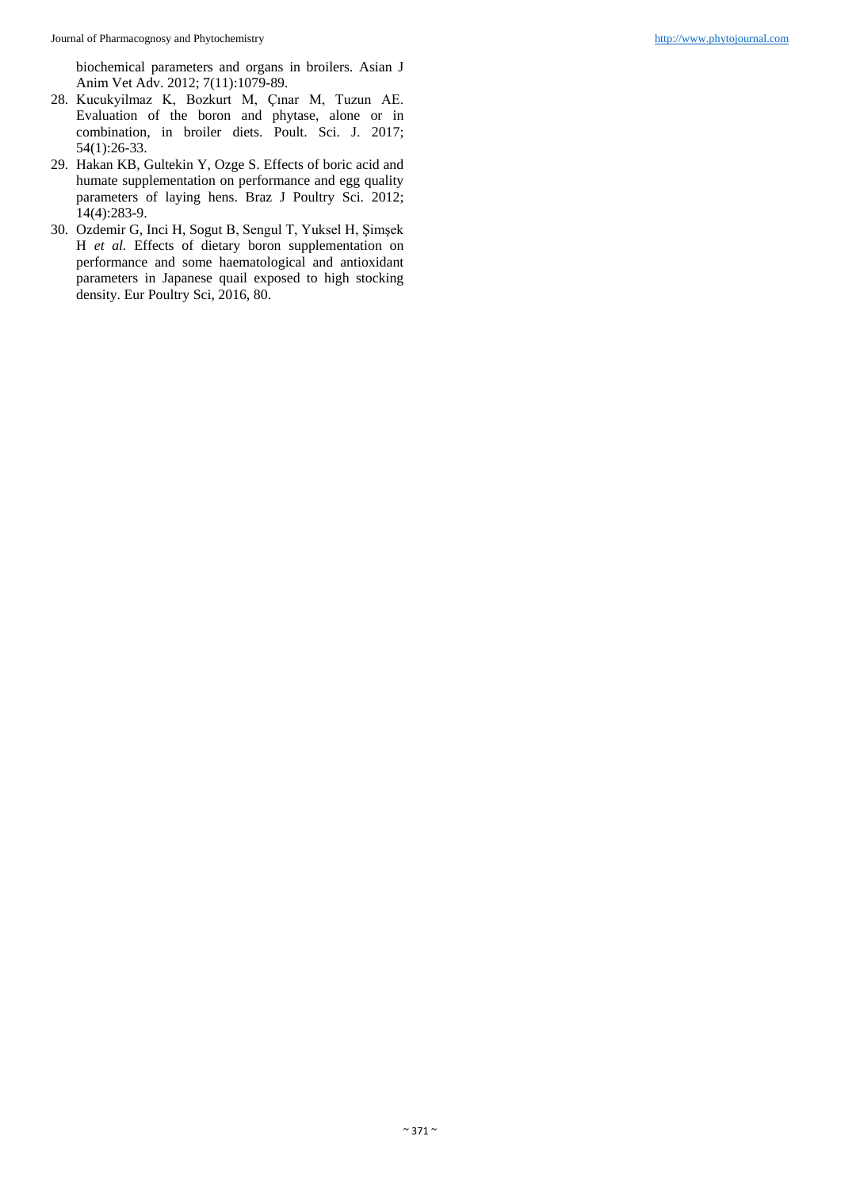biochemical parameters and organs in broilers. Asian J Anim Vet Adv. 2012; 7(11):1079-89.

28. Kucukyilmaz K, Bozkurt M, Çınar M, Tuzun AE. Evaluation of the boron and phytase, alone or in combination, in broiler diets. Poult. Sci. J. 2017; 54(1):26-33.
29. Hakan KB, Gultekin Y, Ozge S. Effects of boric acid and humate supplementation on performance and egg quality parameters of laying hens. Braz J Poultry Sci. 2012; 14(4):283-9.
30. Ozdemir G, Inci H, Sogut B, Sengul T, Yuksel H, Şimşek H *et al.* Effects of dietary boron supplementation on performance and some haematological and antioxidant parameters in Japanese quail exposed to high stocking density. Eur Poultry Sci, 2016, 80.